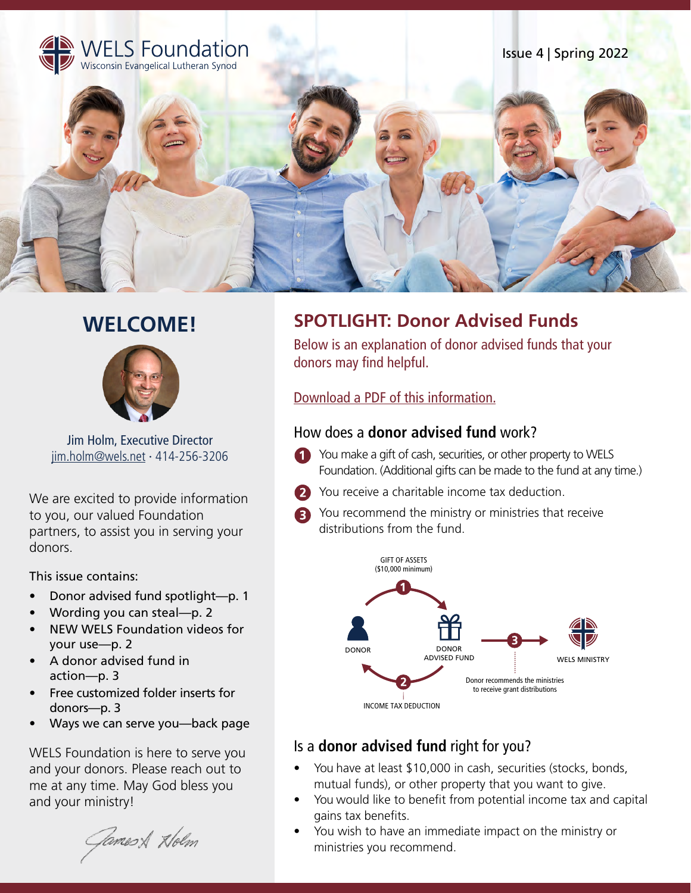# WELS Foundation
Wisconsin Evangelical Lutheran Synod

Issue 4 | Spring 2022

## WELCOME!

Jim Holm, Executive Director
jim.holm@wels.net · 414-256-3206

We are excited to provide information to you, our valued Foundation partners, to assist you in serving your donors.

This issue contains:

- Donor advised fund spotlight—p. 1
- Wording you can steal—p. 2
- NEW WELS Foundation videos for your use—p. 2
- A donor advised fund in action—p. 3
- Free customized folder inserts for donors—p. 3
- Ways we can serve you—back page

WELS Foundation is here to serve you and your donors. Please reach out to me at any time. May God bless you and your ministry!

James A. Holm

## SPOTLIGHT: Donor Advised Funds

Below is an explanation of donor advised funds that your donors may find helpful.

Download a PDF of this information.

### How does a **donor advised fund** work?

1. You make a gift of cash, securities, or other property to WELS Foundation. (Additional gifts can be made to the fund at any time.)
2. You receive a charitable income tax deduction.
3. You recommend the ministry or ministries that receive distributions from the fund.

GIFT OF ASSETS ($10,000 minimum)

DONOR → (1) → DONOR ADVISED FUND → (3) → WELS MINISTRY

DONOR ADVISED FUND → (2) → DONOR: INCOME TAX DEDUCTION

Donor recommends the ministries to receive grant distributions

### Is a **donor advised fund** right for you?

- You have at least $10,000 in cash, securities (stocks, bonds, mutual funds), or other property that you want to give.
- You would like to benefit from potential income tax and capital gains tax benefits.
- You wish to have an immediate impact on the ministry or ministries you recommend.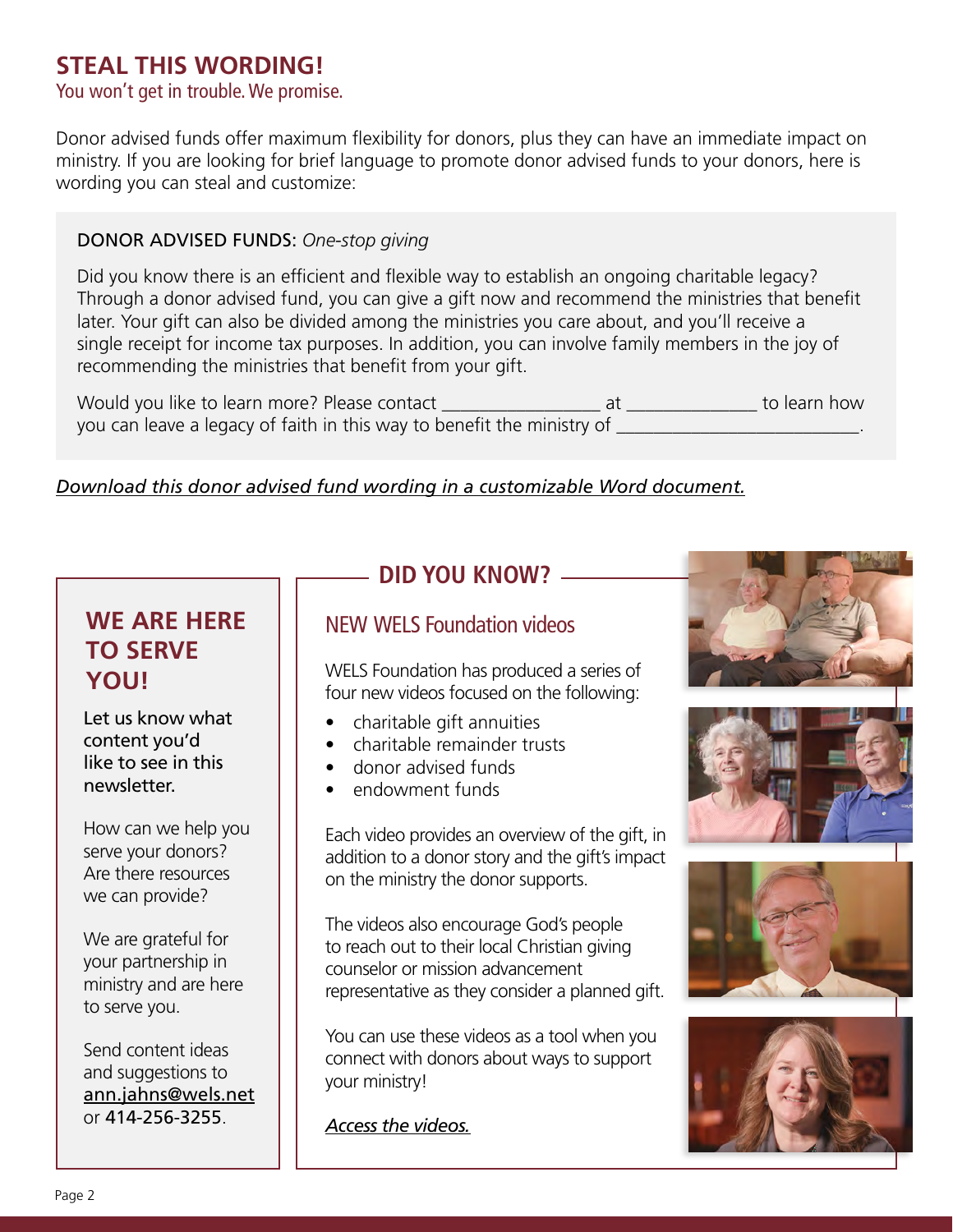## STEAL THIS WORDING!

You won't get in trouble. We promise.

Donor advised funds offer maximum flexibility for donors, plus they can have an immediate impact on ministry. If you are looking for brief language to promote donor advised funds to your donors, here is wording you can steal and customize:

> DONOR ADVISED FUNDS: *One-stop giving*
>
> Did you know there is an efficient and flexible way to establish an ongoing charitable legacy? Through a donor advised fund, you can give a gift now and recommend the ministries that benefit later. Your gift can also be divided among the ministries you care about, and you'll receive a single receipt for income tax purposes. In addition, you can involve family members in the joy of recommending the ministries that benefit from your gift.
>
> Would you like to learn more? Please contact _________________ at ______________ to learn how you can leave a legacy of faith in this way to benefit the ministry of __________________________.

*Download this donor advised fund wording in a customizable Word document.*

## WE ARE HERE TO SERVE YOU!

Let us know what content you'd like to see in this newsletter.

How can we help you serve your donors? Are there resources we can provide?

We are grateful for your partnership in ministry and are here to serve you.

Send content ideas and suggestions to ann.jahns@wels.net or 414-256-3255.

## DID YOU KNOW?

### NEW WELS Foundation videos

WELS Foundation has produced a series of four new videos focused on the following:

- charitable gift annuities
- charitable remainder trusts
- donor advised funds
- endowment funds

Each video provides an overview of the gift, in addition to a donor story and the gift's impact on the ministry the donor supports.

The videos also encourage God's people to reach out to their local Christian giving counselor or mission advancement representative as they consider a planned gift.

You can use these videos as a tool when you connect with donors about ways to support your ministry!

*Access the videos.*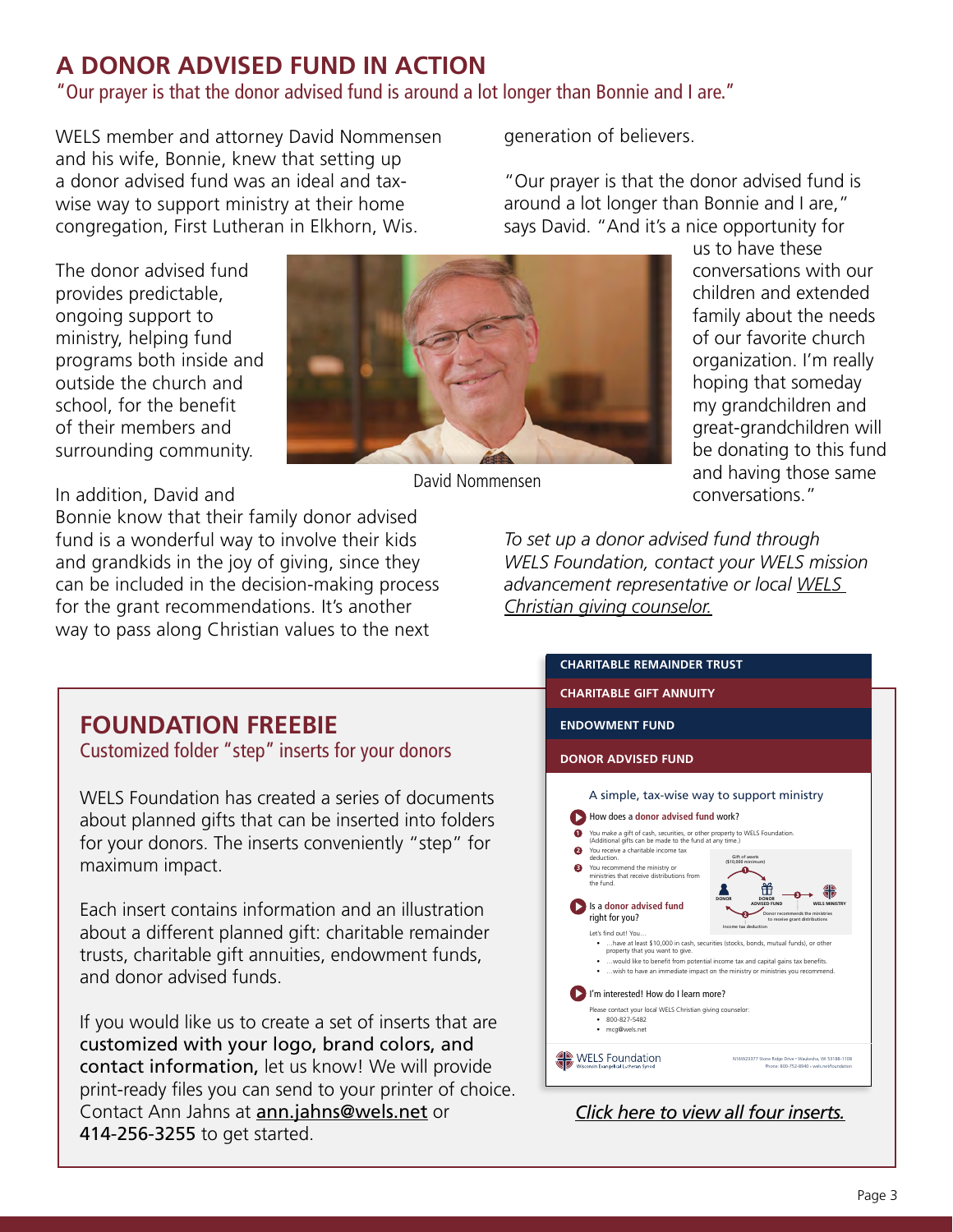## A DONOR ADVISED FUND IN ACTION

"Our prayer is that the donor advised fund is around a lot longer than Bonnie and I are."

WELS member and attorney David Nommensen and his wife, Bonnie, knew that setting up a donor advised fund was an ideal and tax-wise way to support ministry at their home congregation, First Lutheran in Elkhorn, Wis.

The donor advised fund provides predictable, ongoing support to ministry, helping fund programs both inside and outside the church and school, for the benefit of their members and surrounding community.

David Nommensen

In addition, David and Bonnie know that their family donor advised fund is a wonderful way to involve their kids and grandkids in the joy of giving, since they can be included in the decision-making process for the grant recommendations. It's another way to pass along Christian values to the next generation of believers.

"Our prayer is that the donor advised fund is around a lot longer than Bonnie and I are," says David. "And it's a nice opportunity for us to have these conversations with our children and extended family about the needs of our favorite church organization. I'm really hoping that someday my grandchildren and great-grandchildren will be donating to this fund and having those same conversations."

*To set up a donor advised fund through WELS Foundation, contact your WELS mission advancement representative or local WELS Christian giving counselor.*

## FOUNDATION FREEBIE

Customized folder "step" inserts for your donors

WELS Foundation has created a series of documents about planned gifts that can be inserted into folders for your donors. The inserts conveniently "step" for maximum impact.

Each insert contains information and an illustration about a different planned gift: charitable remainder trusts, charitable gift annuities, endowment funds, and donor advised funds.

If you would like us to create a set of inserts that are **customized with your logo, brand colors, and contact information,** let us know! We will provide print-ready files you can send to your printer of choice. Contact Ann Jahns at ann.jahns@wels.net or **414-256-3255** to get started.

CHARITABLE REMAINDER TRUST

CHARITABLE GIFT ANNUITY

ENDOWMENT FUND

DONOR ADVISED FUND

A simple, tax-wise way to support ministry

How does a **donor advised fund** work?

1. You make a gift of cash, securities, or other property to WELS Foundation. (Additional gifts can be made to the fund at any time.)
2. You receive a charitable income tax deduction.
3. You recommend the ministry or ministries that receive distributions from the fund.

Gift of assets ($10,000 minimum) — DONOR — DONOR ADVISED FUND — WELS MINISTRY — Income tax deduction — Donor recommends the ministries to receive grant distributions

Is a **donor advised fund** right for you?

Let's find out! You…

- …have at least $10,000 in cash, securities (stocks, bonds, mutual funds), or other property that you want to give.
- …would like to benefit from potential income tax and capital gains tax benefits.
- …wish to have an immediate impact on the ministry or ministries you recommend.

I'm interested! How do I learn more?

Please contact your local WELS Christian giving counselor:

- 800-827-5482
- mcg@wels.net

WELS Foundation — Wisconsin Evangelical Lutheran Synod

N16W23377 Stone Ridge Drive • Waukesha, WI 53188-1108
Phone: 800-752-6940 • wels.net/foundation

*Click here to view all four inserts.*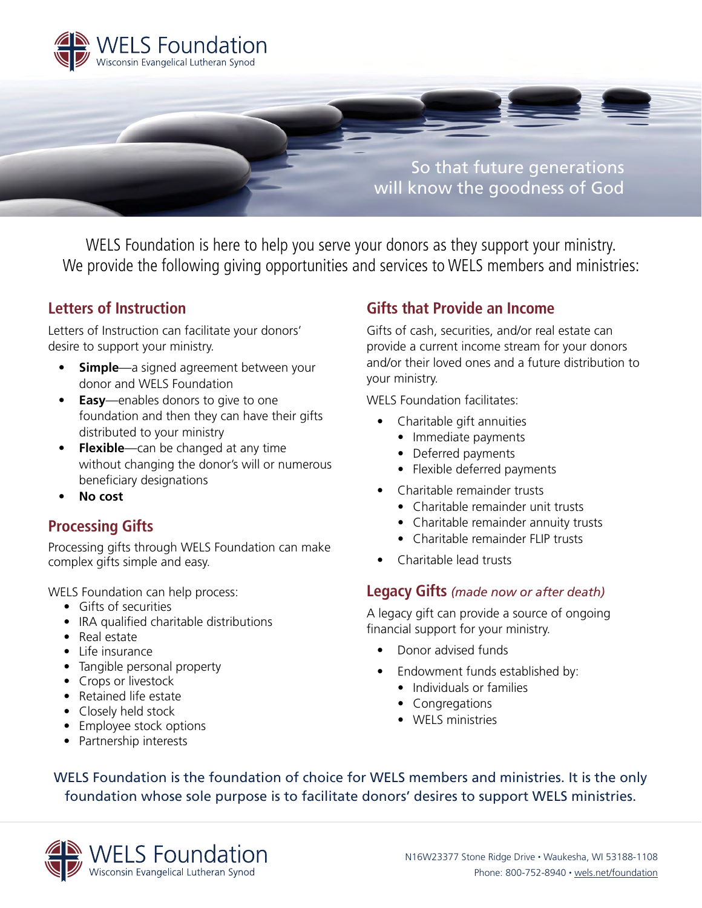# WELS Foundation

Wisconsin Evangelical Lutheran Synod

So that future generations will know the goodness of God

WELS Foundation is here to help you serve your donors as they support your ministry. We provide the following giving opportunities and services to WELS members and ministries:

## Letters of Instruction

Letters of Instruction can facilitate your donors' desire to support your ministry.

- **Simple**—a signed agreement between your donor and WELS Foundation
- **Easy**—enables donors to give to one foundation and then they can have their gifts distributed to your ministry
- **Flexible**—can be changed at any time without changing the donor's will or numerous beneficiary designations
- **No cost**

## Processing Gifts

Processing gifts through WELS Foundation can make complex gifts simple and easy.

WELS Foundation can help process:

- Gifts of securities
- IRA qualified charitable distributions
- Real estate
- Life insurance
- Tangible personal property
- Crops or livestock
- Retained life estate
- Closely held stock
- Employee stock options
- Partnership interests

## Gifts that Provide an Income

Gifts of cash, securities, and/or real estate can provide a current income stream for your donors and/or their loved ones and a future distribution to your ministry.

WELS Foundation facilitates:

- Charitable gift annuities
  - Immediate payments
  - Deferred payments
  - Flexible deferred payments
- Charitable remainder trusts
  - Charitable remainder unit trusts
  - Charitable remainder annuity trusts
  - Charitable remainder FLIP trusts
- Charitable lead trusts

## Legacy Gifts *(made now or after death)*

A legacy gift can provide a source of ongoing financial support for your ministry.

- Donor advised funds
- Endowment funds established by:
  - Individuals or families
  - Congregations
  - WELS ministries

WELS Foundation is the foundation of choice for WELS members and ministries. It is the only foundation whose sole purpose is to facilitate donors' desires to support WELS ministries.

WELS Foundation
Wisconsin Evangelical Lutheran Synod

N16W23377 Stone Ridge Drive • Waukesha, WI 53188-1108
Phone: 800-752-8940 • wels.net/foundation